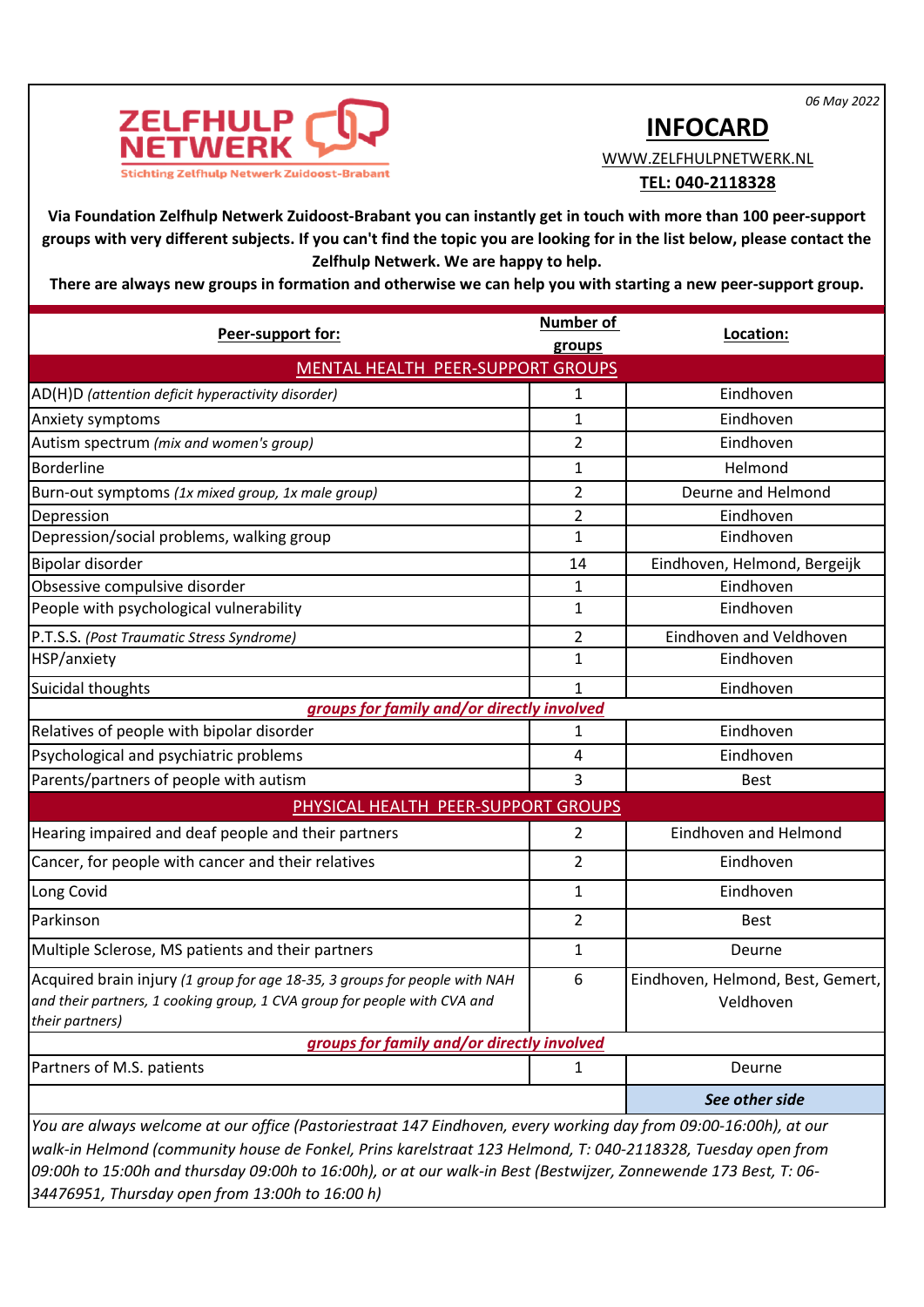ZELFHULP NETWERK

Stichting Zelfhulp Netwerk Zuidoost-Brabant

06 May 2022

# INFOCARD

WWW.ZELFHULPNETWERK.NL

**TEL: 040-2118328**

**Via Foundation Zelfhulp Netwerk Zuidoost-Brabant you can instantly get in touch with more than 100 peer-support groups with very different subjects. If you can't find the topic you are looking for in the list below, please contact the Zelfhulp Netwerk. We are happy to help.**

**There are always new groups in formation and otherwise we can help you with starting a new peer-support group.**

| Peer-support for: | Number of groups | Location: |
|---|---|---|
| **MENTAL HEALTH PEER-SUPPORT GROUPS** | | |
| AD(H)D *(attention deficit hyperactivity disorder)* | 1 | Eindhoven |
| Anxiety symptoms | 1 | Eindhoven |
| Autism spectrum *(mix and women's group)* | 2 | Eindhoven |
| Borderline | 1 | Helmond |
| Burn-out symptoms *(1x mixed group, 1x male group)* | 2 | Deurne and Helmond |
| Depression | 2 | Eindhoven |
| Depression/social problems, walking group | 1 | Eindhoven |
| Bipolar disorder | 14 | Eindhoven, Helmond, Bergeijk |
| Obsessive compulsive disorder | 1 | Eindhoven |
| People with psychological vulnerability | 1 | Eindhoven |
| P.T.S.S. *(Post Traumatic Stress Syndrome)* | 2 | Eindhoven and Veldhoven |
| HSP/anxiety | 1 | Eindhoven |
| Suicidal thoughts | 1 | Eindhoven |
| ***groups for family and/or directly involved*** | | |
| Relatives of people with bipolar disorder | 1 | Eindhoven |
| Psychological and psychiatric problems | 4 | Eindhoven |
| Parents/partners of people with autism | 3 | Best |
| **PHYSICAL HEALTH PEER-SUPPORT GROUPS** | | |
| Hearing impaired and deaf people and their partners | 2 | Eindhoven and Helmond |
| Cancer, for people with cancer and their relatives | 2 | Eindhoven |
| Long Covid | 1 | Eindhoven |
| Parkinson | 2 | Best |
| Multiple Sclerose, MS patients and their partners | 1 | Deurne |
| Acquired brain injury *(1 group for age 18-35, 3 groups for people with NAH and their partners, 1 cooking group, 1 CVA group for people with CVA and their partners)* | 6 | Eindhoven, Helmond, Best, Gemert, Veldhoven |
| ***groups for family and/or directly involved*** | | |
| Partners of M.S. patients | 1 | Deurne |
| | | ***See other side*** |

*You are always welcome at our office (Pastoriestraat 147 Eindhoven, every working day from 09:00-16:00h), at our walk-in Helmond (community house de Fonkel, Prins karelstraat 123 Helmond, T: 040-2118328, Tuesday open from 09:00h to 15:00h and thursday 09:00h to 16:00h), or at our walk-in Best (Bestwijzer, Zonnewende 173 Best, T: 06-34476951, Thursday open from 13:00h to 16:00 h)*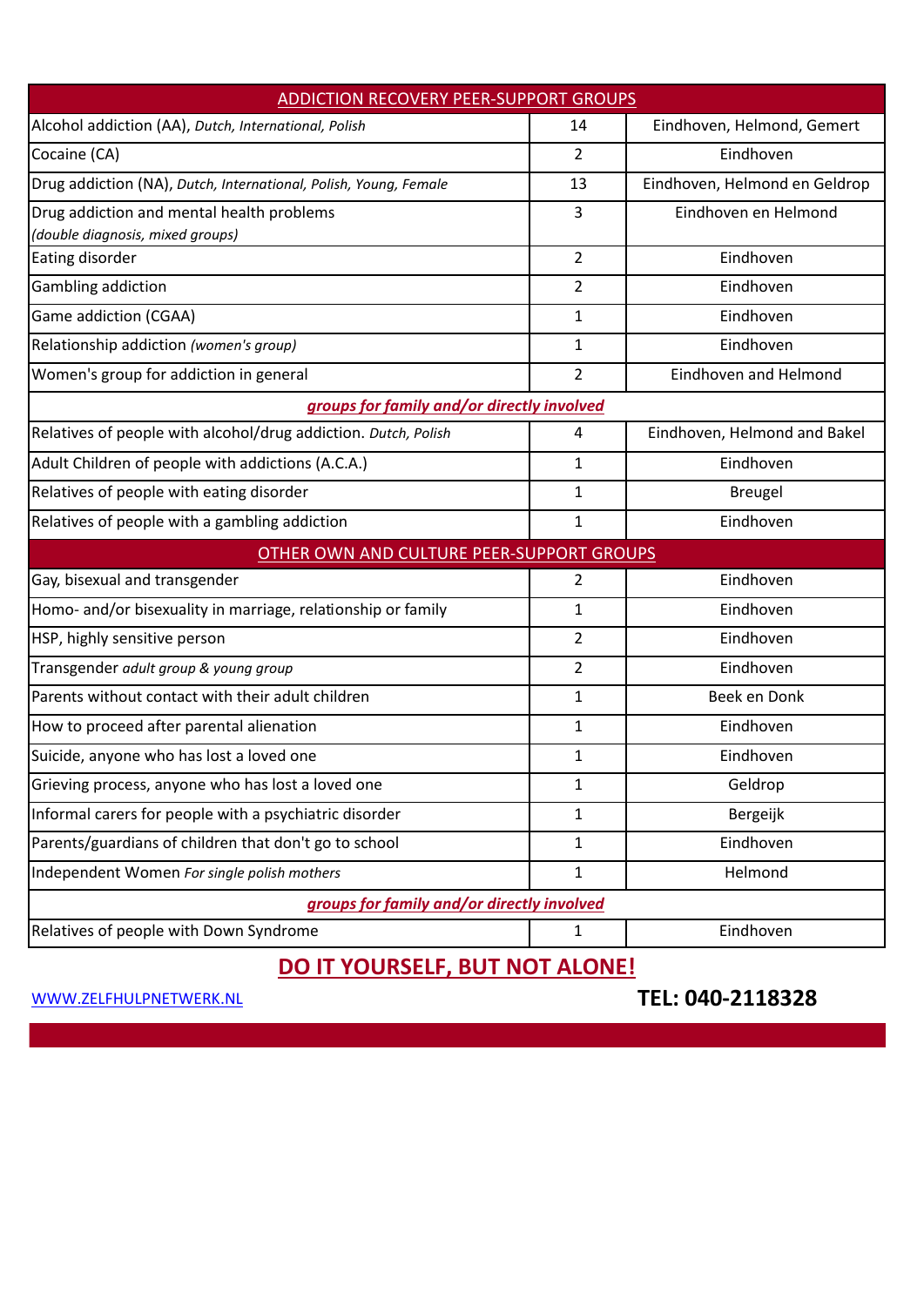| ADDICTION RECOVERY PEER-SUPPORT GROUPS | | |
|---|---|---|
| Alcohol addiction (AA), *Dutch, International, Polish* | 14 | Eindhoven, Helmond, Gemert |
| Cocaine (CA) | 2 | Eindhoven |
| Drug addiction (NA), *Dutch, International, Polish, Young, Female* | 13 | Eindhoven, Helmond en Geldrop |
| Drug addiction and mental health problems *(double diagnosis, mixed groups)* | 3 | Eindhoven en Helmond |
| Eating disorder | 2 | Eindhoven |
| Gambling addiction | 2 | Eindhoven |
| Game addiction (CGAA) | 1 | Eindhoven |
| Relationship addiction *(women's group)* | 1 | Eindhoven |
| Women's group for addiction in general | 2 | Eindhoven and Helmond |
| ***groups for family and/or directly involved*** | | |
| Relatives of people with alcohol/drug addiction. *Dutch, Polish* | 4 | Eindhoven, Helmond and Bakel |
| Adult Children of people with addictions (A.C.A.) | 1 | Eindhoven |
| Relatives of people with eating disorder | 1 | Breugel |
| Relatives of people with a gambling addiction | 1 | Eindhoven |
| OTHER OWN AND CULTURE PEER-SUPPORT GROUPS | | |
| Gay, bisexual and transgender | 2 | Eindhoven |
| Homo- and/or bisexuality in marriage, relationship or family | 1 | Eindhoven |
| HSP, highly sensitive person | 2 | Eindhoven |
| Transgender *adult group & young group* | 2 | Eindhoven |
| Parents without contact with their adult children | 1 | Beek en Donk |
| How to proceed after parental alienation | 1 | Eindhoven |
| Suicide, anyone who has lost a loved one | 1 | Eindhoven |
| Grieving process, anyone who has lost a loved one | 1 | Geldrop |
| Informal carers for people with a psychiatric disorder | 1 | Bergeijk |
| Parents/guardians of children that don't go to school | 1 | Eindhoven |
| Independent Women *For single polish mothers* | 1 | Helmond |
| ***groups for family and/or directly involved*** | | |
| Relatives of people with Down Syndrome | 1 | Eindhoven |

**DO IT YOURSELF, BUT NOT ALONE!**

WWW.ZELFHULPNETWERK.NL

**TEL: 040-2118328**